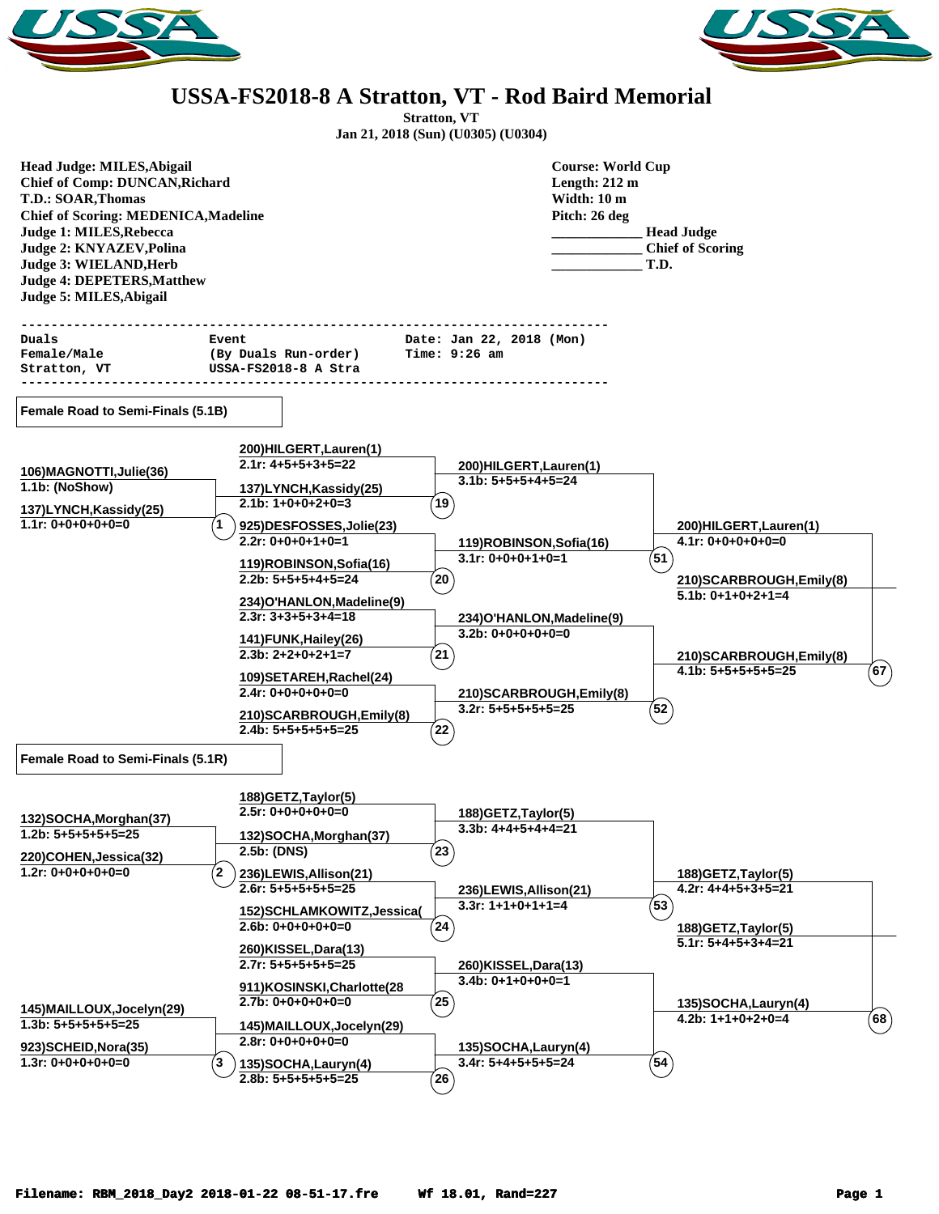# USSA-FS2018-8 A Stratton, VT - Rod Baird Memorial

**Stratton, VT**
**Jan 21, 2018 (Sun) (U0305) (U0304)**

**Head Judge: MILES,Abigail**
**Chief of Comp: DUNCAN,Richard**
**T.D.: SOAR,Thomas**
**Chief of Scoring: MEDENICA,Madeline**
**Judge 1: MILES,Rebecca**
**Judge 2: KNYAZEV,Polina**
**Judge 3: WIELAND,Herb**
**Judge 4: DEPETERS,Matthew**
**Judge 5: MILES,Abigail**

**Course: World Cup**
**Length: 212 m**
**Width: 10 m**
**Pitch: 26 deg**
____________ **Head Judge**
____________ **Chief of Scoring**
____________ **T.D.**

```
---------------------------------------------------------------------------
Duals                       Event                     Date: Jan 22, 2018 (Mon)
Female/Male                 (By Duals Run-order)      Time: 9:26 am
Stratton, VT                USSA-FS2018-8 A Stra
---------------------------------------------------------------------------
```

## Female Road to Semi-Finals (5.1B)

**Heat 1**
- 106)MAGNOTTI,Julie(36) — 1.1b: (NoShow)
- 137)LYNCH,Kassidy(25) — 1.1r: 0+0+0+0+0=0

**Heat 19**
- 200)HILGERT,Lauren(1) — 2.1r: 4+5+5+3+5=22
- 137)LYNCH,Kassidy(25) — 2.1b: 1+0+0+2+0=3

**Heat 20**
- 925)DESFOSSES,Jolie(23) — 2.2r: 0+0+0+1+0=1
- 119)ROBINSON,Sofia(16) — 2.2b: 5+5+5+4+5=24

**Heat 21**
- 234)O'HANLON,Madeline(9) — 2.3r: 3+3+5+3+4=18
- 141)FUNK,Hailey(26) — 2.3b: 2+2+0+2+1=7

**Heat 22**
- 109)SETAREH,Rachel(24) — 2.4r: 0+0+0+0+0=0
- 210)SCARBROUGH,Emily(8) — 2.4b: 5+5+5+5+5=25

**Heat 51**
- 200)HILGERT,Lauren(1) — 3.1b: 5+5+5+4+5=24
- 119)ROBINSON,Sofia(16) — 3.1r: 0+0+0+1+0=1

**Heat 52**
- 234)O'HANLON,Madeline(9) — 3.2b: 0+0+0+0+0=0
- 210)SCARBROUGH,Emily(8) — 3.2r: 5+5+5+5+5=25

**Heat 67**
- 200)HILGERT,Lauren(1) — 4.1r: 0+0+0+0+0=0
- 210)SCARBROUGH,Emily(8) — 4.1b: 5+5+5+5+5=25

**Winner:** 210)SCARBROUGH,Emily(8) — 5.1b: 0+1+0+2+1=4

## Female Road to Semi-Finals (5.1R)

**Heat 2**
- 132)SOCHA,Morghan(37) — 1.2b: 5+5+5+5+5=25
- 220)COHEN,Jessica(32) — 1.2r: 0+0+0+0+0=0

**Heat 3**
- 145)MAILLOUX,Jocelyn(29) — 1.3b: 5+5+5+5+5=25
- 923)SCHEID,Nora(35) — 1.3r: 0+0+0+0+0=0

**Heat 23**
- 188)GETZ,Taylor(5) — 2.5r: 0+0+0+0+0=0
- 132)SOCHA,Morghan(37) — 2.5b: (DNS)

**Heat 24**
- 236)LEWIS,Allison(21) — 2.6r: 5+5+5+5+5=25
- 152)SCHLAMKOWITZ,Jessica( — 2.6b: 0+0+0+0+0=0

**Heat 25**
- 260)KISSEL,Dara(13) — 2.7r: 5+5+5+5+5=25
- 911)KOSINSKI,Charlotte(28 — 2.7b: 0+0+0+0+0=0

**Heat 26**
- 145)MAILLOUX,Jocelyn(29) — 2.8r: 0+0+0+0+0=0
- 135)SOCHA,Lauryn(4) — 2.8b: 5+5+5+5+5=25

**Heat 53**
- 188)GETZ,Taylor(5) — 3.3b: 4+4+5+4+4=21
- 236)LEWIS,Allison(21) — 3.3r: 1+1+0+1+1=4

**Heat 54**
- 260)KISSEL,Dara(13) — 3.4b: 0+1+0+0+0=1
- 135)SOCHA,Lauryn(4) — 3.4r: 5+4+5+5+5=24

**Heat 68**
- 188)GETZ,Taylor(5) — 4.2r: 4+4+5+3+5=21
- 135)SOCHA,Lauryn(4) — 4.2b: 1+1+0+2+0=4

**Winner:** 188)GETZ,Taylor(5) — 5.1r: 5+4+5+3+4=21

Filename: RBM_2018_Day2 2018-01-22 08-51-17.fre    Wf 18.01, Rand=227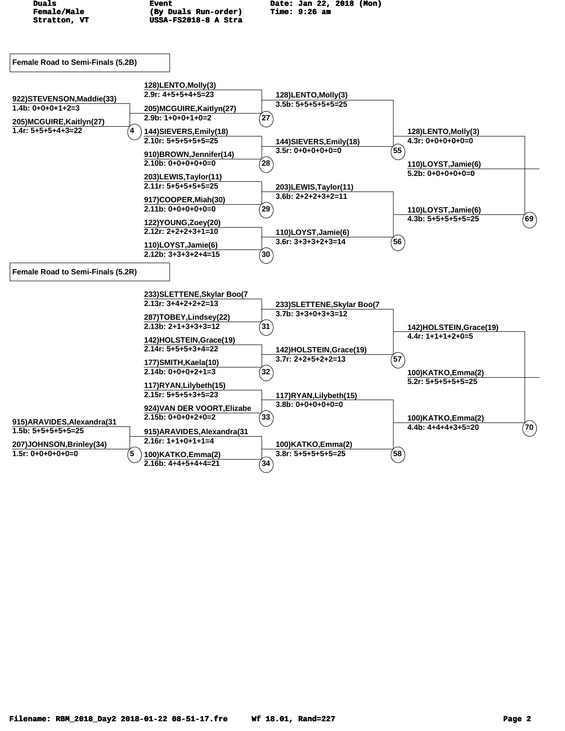Duals | Event | Date: Jan 22, 2018 (Mon)
Female/Male | (By Duals Run-order) | Time: 9:26 am
Stratton, VT | USSA-FS2018-8 A Stra |

## Female Road to Semi-Finals (5.2B)

**Heat 4**
- 922)STEVENSON,Maddie(33) — 1.4b: 0+0+0+1+2=3
- 205)MCGUIRE,Kaitlyn(27) — 1.4r: 5+5+5+4+3=22

**Heat 27**
- 128)LENTO,Molly(3) — 2.9r: 4+5+5+4+5=23
- 205)MCGUIRE,Kaitlyn(27) — 2.9b: 1+0+0+1+0=2

**Heat 28**
- 144)SIEVERS,Emily(18) — 2.10r: 5+5+5+5+5=25
- 910)BROWN,Jennifer(14) — 2.10b: 0+0+0+0+0=0

**Heat 29**
- 203)LEWIS,Taylor(11) — 2.11r: 5+5+5+5+5=25
- 917)COOPER,Miah(30) — 2.11b: 0+0+0+0+0=0

**Heat 30**
- 122)YOUNG,Zoey(20) — 2.12r: 2+2+2+3+1=10
- 110)LOYST,Jamie(6) — 2.12b: 3+3+3+2+4=15

**Heat 55**
- 128)LENTO,Molly(3) — 3.5b: 5+5+5+5+5=25
- 144)SIEVERS,Emily(18) — 3.5r: 0+0+0+0+0=0

**Heat 56**
- 203)LEWIS,Taylor(11) — 3.6b: 2+2+2+3+2=11
- 110)LOYST,Jamie(6) — 3.6r: 3+3+3+2+3=14

**Heat 69**
- 128)LENTO,Molly(3) — 4.3r: 0+0+0+0+0=0
- 110)LOYST,Jamie(6) — 4.3b: 5+5+5+5+5=25

**Winner:** 110)LOYST,Jamie(6) — 5.2b: 0+0+0+0+0=0

## Female Road to Semi-Finals (5.2R)

**Heat 5**
- 915)ARAVIDES,Alexandra(31 — 1.5b: 5+5+5+5+5=25
- 207)JOHNSON,Brinley(34) — 1.5r: 0+0+0+0+0=0

**Heat 31**
- 233)SLETTENE,Skylar Boo(7 — 2.13r: 3+4+2+2+2=13
- 287)TOBEY,Lindsey(22) — 2.13b: 2+1+3+3+3=12

**Heat 32**
- 142)HOLSTEIN,Grace(19) — 2.14r: 5+5+5+3+4=22
- 177)SMITH,Kaela(10) — 2.14b: 0+0+0+2+1=3

**Heat 33**
- 117)RYAN,Lilybeth(15) — 2.15r: 5+5+5+3+5=23
- 924)VAN DER VOORT,Elizabe — 2.15b: 0+0+0+2+0=2

**Heat 34**
- 915)ARAVIDES,Alexandra(31 — 2.16r: 1+1+0+1+1=4
- 100)KATKO,Emma(2) — 2.16b: 4+4+5+4+4=21

**Heat 57**
- 233)SLETTENE,Skylar Boo(7 — 3.7b: 3+3+0+3+3=12
- 142)HOLSTEIN,Grace(19) — 3.7r: 2+2+5+2+2=13

**Heat 58**
- 117)RYAN,Lilybeth(15) — 3.8b: 0+0+0+0+0=0
- 100)KATKO,Emma(2) — 3.8r: 5+5+5+5+5=25

**Heat 70**
- 142)HOLSTEIN,Grace(19) — 4.4r: 1+1+1+2+0=5
- 100)KATKO,Emma(2) — 4.4b: 4+4+4+3+5=20

**Winner:** 100)KATKO,Emma(2) — 5.2r: 5+5+5+5+5=25

Filename: RBM_2018_Day2 2018-01-22 08-51-17.fre    Wf 18.01, Rand=227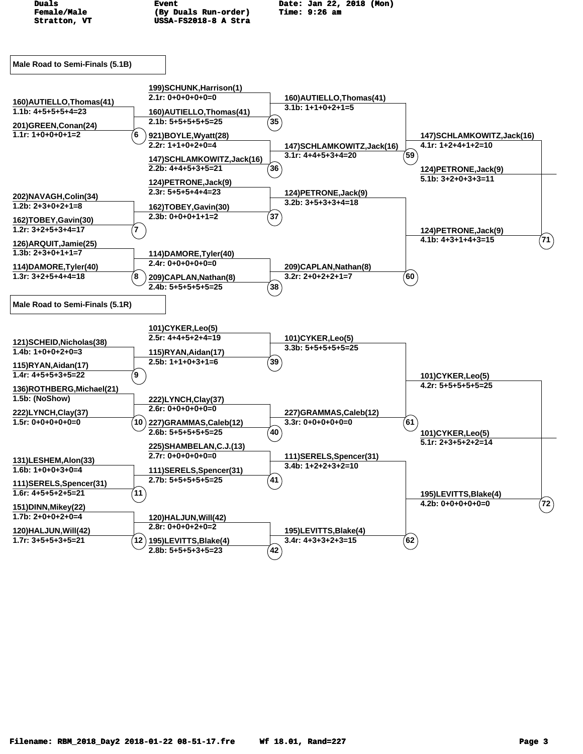Duals
Female/Male
Stratton, VT

Event
(By Duals Run-order)
USSA-FS2018-8 A Stra

Date: Jan 22, 2018 (Mon)
Time: 9:26 am

## Male Road to Semi-Finals (5.1B)

**Round 1**

| Heat | Athlete | Run | Score |
|---|---|---|---|
| 6 | 160)AUTIELLO,Thomas(41) | 1.1b | 4+5+5+5+4=23 |
| 6 | 201)GREEN,Conan(24) | 1.1r | 1+0+0+0+1=2 |
| 7 | 202)NAVAGH,Colin(34) | 1.2b | 2+3+0+2+1=8 |
| 7 | 162)TOBEY,Gavin(30) | 1.2r | 3+2+5+3+4=17 |
| 8 | 126)ARQUIT,Jamie(25) | 1.3b | 2+3+0+1+1=7 |
| 8 | 114)DAMORE,Tyler(40) | 1.3r | 3+2+5+4+4=18 |

**Round 2**

| Heat | Athlete | Run | Score |
|---|---|---|---|
| 35 | 199)SCHUNK,Harrison(1) | 2.1r | 0+0+0+0+0=0 |
| 35 | 160)AUTIELLO,Thomas(41) | 2.1b | 5+5+5+5+5=25 |
| 36 | 921)BOYLE,Wyatt(28) | 2.2r | 1+1+0+2+0=4 |
| 36 | 147)SCHLAMKOWITZ,Jack(16) | 2.2b | 4+4+5+3+5=21 |
| 37 | 124)PETRONE,Jack(9) | 2.3r | 5+5+5+4+4=23 |
| 37 | 162)TOBEY,Gavin(30) | 2.3b | 0+0+0+1+1=2 |
| 38 | 114)DAMORE,Tyler(40) | 2.4r | 0+0+0+0+0=0 |
| 38 | 209)CAPLAN,Nathan(8) | 2.4b | 5+5+5+5+5=25 |

**Round 3**

| Heat | Athlete | Run | Score |
|---|---|---|---|
| 59 | 160)AUTIELLO,Thomas(41) | 3.1b | 1+1+0+2+1=5 |
| 59 | 147)SCHLAMKOWITZ,Jack(16) | 3.1r | 4+4+5+3+4=20 |
| 60 | 124)PETRONE,Jack(9) | 3.2b | 3+5+3+3+4=18 |
| 60 | 209)CAPLAN,Nathan(8) | 3.2r | 2+0+2+2+1=7 |

**Round 4**

| Heat | Athlete | Run | Score |
|---|---|---|---|
| 71 | 147)SCHLAMKOWITZ,Jack(16) | 4.1r | 1+2+4+1+2=10 |
| 71 | 124)PETRONE,Jack(9) | 4.1b | 4+3+1+4+3=15 |

**Winner:** 124)PETRONE,Jack(9) — 5.1b: 3+2+0+3+3=11

## Male Road to Semi-Finals (5.1R)

**Round 1**

| Heat | Athlete | Run | Score |
|---|---|---|---|
| 9 | 121)SCHEID,Nicholas(38) | 1.4b | 1+0+0+2+0=3 |
| 9 | 115)RYAN,Aidan(17) | 1.4r | 4+5+5+3+5=22 |
| 10 | 136)ROTHBERG,Michael(21) | 1.5b | (NoShow) |
| 10 | 222)LYNCH,Clay(37) | 1.5r | 0+0+0+0+0=0 |
| 11 | 131)LESHEM,Alon(33) | 1.6b | 1+0+0+3+0=4 |
| 11 | 111)SERELS,Spencer(31) | 1.6r | 4+5+5+2+5=21 |
| 12 | 151)DINN,Mikey(22) | 1.7b | 2+0+0+2+0=4 |
| 12 | 120)HALJUN,Will(42) | 1.7r | 3+5+5+3+5=21 |

**Round 2**

| Heat | Athlete | Run | Score |
|---|---|---|---|
| 39 | 101)CYKER,Leo(5) | 2.5r | 4+4+5+2+4=19 |
| 39 | 115)RYAN,Aidan(17) | 2.5b | 1+1+0+3+1=6 |
| 40 | 222)LYNCH,Clay(37) | 2.6r | 0+0+0+0+0=0 |
| 40 | 227)GRAMMAS,Caleb(12) | 2.6b | 5+5+5+5+5=25 |
| 41 | 225)SHAMBELAN,C.J.(13) | 2.7r | 0+0+0+0+0=0 |
| 41 | 111)SERELS,Spencer(31) | 2.7b | 5+5+5+5+5=25 |
| 42 | 120)HALJUN,Will(42) | 2.8r | 0+0+0+2+0=2 |
| 42 | 195)LEVITTS,Blake(4) | 2.8b | 5+5+5+3+5=23 |

**Round 3**

| Heat | Athlete | Run | Score |
|---|---|---|---|
| 61 | 101)CYKER,Leo(5) | 3.3b | 5+5+5+5+5=25 |
| 61 | 227)GRAMMAS,Caleb(12) | 3.3r | 0+0+0+0+0=0 |
| 62 | 111)SERELS,Spencer(31) | 3.4b | 1+2+2+3+2=10 |
| 62 | 195)LEVITTS,Blake(4) | 3.4r | 4+3+3+2+3=15 |

**Round 4**

| Heat | Athlete | Run | Score |
|---|---|---|---|
| 72 | 101)CYKER,Leo(5) | 4.2r | 5+5+5+5+5=25 |
| 72 | 195)LEVITTS,Blake(4) | 4.2b | 0+0+0+0+0=0 |

**Winner:** 101)CYKER,Leo(5) — 5.1r: 2+3+5+2+2=14

Filename: RBM_2018_Day2 2018-01-22 08-51-17.fre Wf 18.01, Rand=227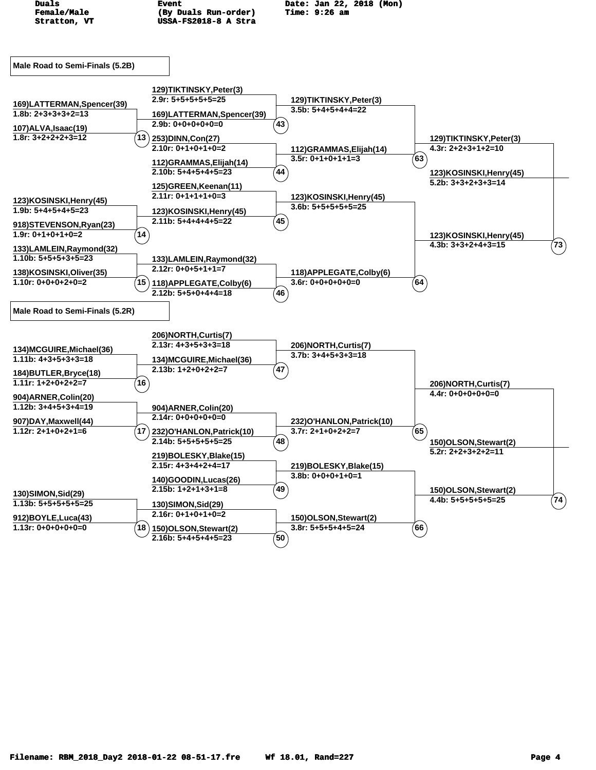Duals | Event | Date: Jan 22, 2018 (Mon)
Female/Male | (By Duals Run-order) | Time: 9:26 am
Stratton, VT | USSA-FS2018-8 A Stra |

## Male Road to Semi-Finals (5.2B)

**Round 1**

- 169)LATTERMAN,Spencer(39) — 1.8b: 2+3+3+3+2=13
- 107)ALVA,Isaac(19) — 1.8r: 3+2+2+2+3=12 — (13)
- 123)KOSINSKI,Henry(45) — 1.9b: 5+4+5+4+5=23
- 918)STEVENSON,Ryan(23) — 1.9r: 0+1+0+1+0=2 — (14)
- 133)LAMLEIN,Raymond(32) — 1.10b: 5+5+5+3+5=23
- 138)KOSINSKI,Oliver(35) — 1.10r: 0+0+0+2+0=2 — (15)

**Round 2**

- 129)TIKTINSKY,Peter(3) — 2.9r: 5+5+5+5+5=25
- 169)LATTERMAN,Spencer(39) — 2.9b: 0+0+0+0+0=0 — (43)
- 253)DINN,Con(27) — 2.10r: 0+1+0+1+0=2
- 112)GRAMMAS,Elijah(14) — 2.10b: 5+4+5+4+5=23 — (44)
- 125)GREEN,Keenan(11) — 2.11r: 0+1+1+1+0=3
- 123)KOSINSKI,Henry(45) — 2.11b: 5+4+4+4+5=22 — (45)
- 133)LAMLEIN,Raymond(32) — 2.12r: 0+0+5+1+1=7
- 118)APPLEGATE,Colby(6) — 2.12b: 5+5+0+4+4=18 — (46)

**Round 3**

- 129)TIKTINSKY,Peter(3) — 3.5b: 5+4+5+4+4=22
- 112)GRAMMAS,Elijah(14) — 3.5r: 0+1+0+1+1=3 — (63)
- 123)KOSINSKI,Henry(45) — 3.6b: 5+5+5+5+5=25
- 118)APPLEGATE,Colby(6) — 3.6r: 0+0+0+0+0=0 — (64)

**Round 4**

- 129)TIKTINSKY,Peter(3) — 4.3r: 2+2+3+1+2=10
- 123)KOSINSKI,Henry(45) — 4.3b: 3+3+2+4+3=15 — (73)

**Round 5**

- 123)KOSINSKI,Henry(45) — 5.2b: 3+3+2+3+3=14

## Male Road to Semi-Finals (5.2R)

**Round 1**

- 134)MCGUIRE,Michael(36) — 1.11b: 4+3+5+3+3=18
- 184)BUTLER,Bryce(18) — 1.11r: 1+2+0+2+2=7 — (16)
- 904)ARNER,Colin(20) — 1.12b: 3+4+5+3+4=19
- 907)DAY,Maxwell(44) — 1.12r: 2+1+0+2+1=6 — (17)
- 130)SIMON,Sid(29) — 1.13b: 5+5+5+5+5=25
- 912)BOYLE,Luca(43) — 1.13r: 0+0+0+0+0=0 — (18)

**Round 2**

- 206)NORTH,Curtis(7) — 2.13r: 4+3+5+3+3=18
- 134)MCGUIRE,Michael(36) — 2.13b: 1+2+0+2+2=7 — (47)
- 904)ARNER,Colin(20) — 2.14r: 0+0+0+0+0=0
- 232)O'HANLON,Patrick(10) — 2.14b: 5+5+5+5+5=25 — (48)
- 219)BOLESKY,Blake(15) — 2.15r: 4+3+4+2+4=17
- 140)GOODIN,Lucas(26) — 2.15b: 1+2+1+3+1=8 — (49)
- 130)SIMON,Sid(29) — 2.16r: 0+1+0+1+0=2
- 150)OLSON,Stewart(2) — 2.16b: 5+4+5+4+5=23 — (50)

**Round 3**

- 206)NORTH,Curtis(7) — 3.7b: 3+4+5+3+3=18
- 232)O'HANLON,Patrick(10) — 3.7r: 2+1+0+2+2=7 — (65)
- 219)BOLESKY,Blake(15) — 3.8b: 0+0+0+1+0=1
- 150)OLSON,Stewart(2) — 3.8r: 5+5+5+4+5=24 — (66)

**Round 4**

- 206)NORTH,Curtis(7) — 4.4r: 0+0+0+0+0=0
- 150)OLSON,Stewart(2) — 4.4b: 5+5+5+5+5=25 — (74)

**Round 5**

- 150)OLSON,Stewart(2) — 5.2r: 2+2+3+2+2=11

Filename: RBM_2018_Day2 2018-01-22 08-51-17.fre  Wf 18.01, Rand=227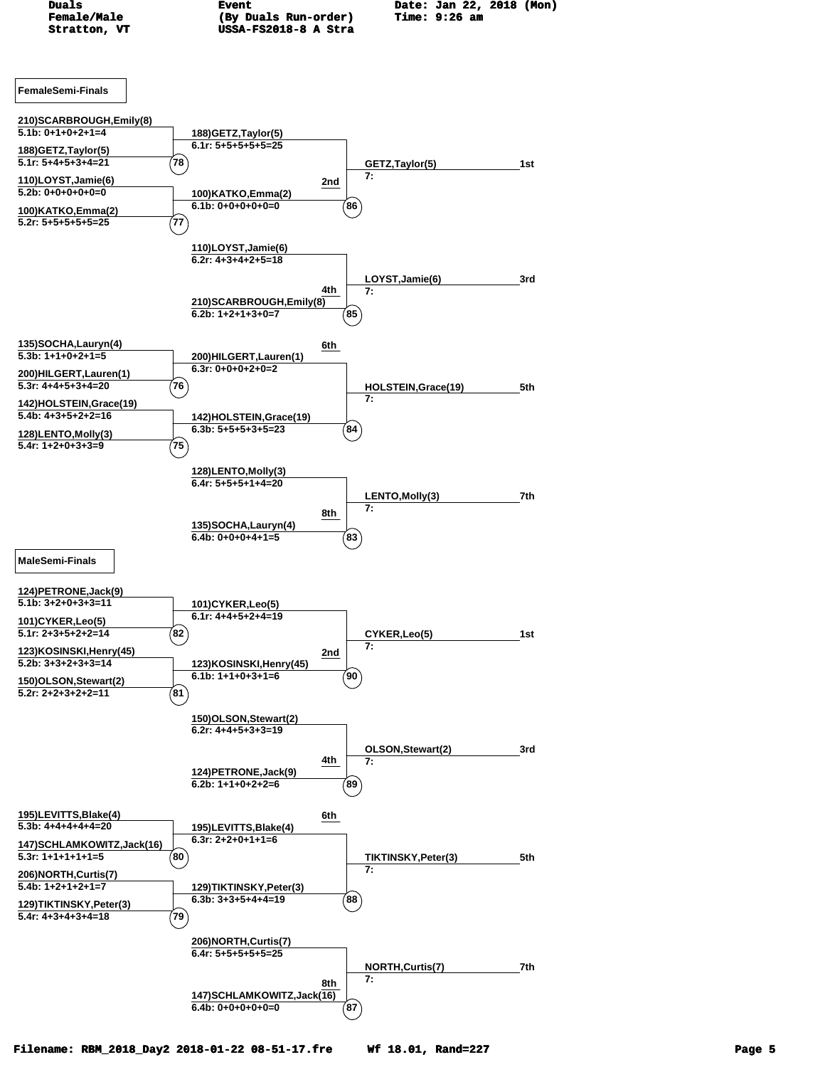Duals
Female/Male
Stratton, VT

Event
(By Duals Run-order)
USSA-FS2018-8 A Stra

Date: Jan 22, 2018 (Mon)
Time: 9:26 am

## FemaleSemi-Finals

210)SCARBROUGH,Emily(8)
5.1b: 0+1+0+2+1=4

188)GETZ,Taylor(5)
5.1r: 5+4+5+3+4=21

(78)

110)LOYST,Jamie(6)
5.2b: 0+0+0+0+0=0

100)KATKO,Emma(2)
5.2r: 5+5+5+5+5=25

(77)

188)GETZ,Taylor(5)
6.1r: 5+5+5+5+5=25

2nd

100)KATKO,Emma(2)
6.1b: 0+0+0+0+0=0

(86)

GETZ,Taylor(5) 1st
7:

110)LOYST,Jamie(6)
6.2r: 4+3+4+2+5=18

4th

210)SCARBROUGH,Emily(8)
6.2b: 1+2+1+3+0=7

(85)

LOYST,Jamie(6) 3rd
7:

135)SOCHA,Lauryn(4)
5.3b: 1+1+0+2+1=5

200)HILGERT,Lauren(1)
5.3r: 4+4+5+3+4=20

(76)

142)HOLSTEIN,Grace(19)
5.4b: 4+3+5+2+2=16

128)LENTO,Molly(3)
5.4r: 1+2+0+3+3=9

(75)

6th

200)HILGERT,Lauren(1)
6.3r: 0+0+0+2+0=2

142)HOLSTEIN,Grace(19)
6.3b: 5+5+5+3+5=23

(84)

HOLSTEIN,Grace(19) 5th
7:

128)LENTO,Molly(3)
6.4r: 5+5+5+1+4=20

8th

135)SOCHA,Lauryn(4)
6.4b: 0+0+0+4+1=5

(83)

LENTO,Molly(3) 7th
7:

## MaleSemi-Finals

124)PETRONE,Jack(9)
5.1b: 3+2+0+3+3=11

101)CYKER,Leo(5)
5.1r: 2+3+5+2+2=14

(82)

123)KOSINSKI,Henry(45)
5.2b: 3+3+2+3+3=14

150)OLSON,Stewart(2)
5.2r: 2+2+3+2+2=11

(81)

101)CYKER,Leo(5)
6.1r: 4+4+5+2+4=19

2nd

123)KOSINSKI,Henry(45)
6.1b: 1+1+0+3+1=6

(90)

CYKER,Leo(5) 1st
7:

150)OLSON,Stewart(2)
6.2r: 4+4+5+3+3=19

4th

124)PETRONE,Jack(9)
6.2b: 1+1+0+2+2=6

(89)

OLSON,Stewart(2) 3rd
7:

195)LEVITTS,Blake(4)
5.3b: 4+4+4+4+4=20

147)SCHLAMKOWITZ,Jack(16)
5.3r: 1+1+1+1+1=5

(80)

206)NORTH,Curtis(7)
5.4b: 1+2+1+2+1=7

129)TIKTINSKY,Peter(3)
5.4r: 4+3+4+3+4=18

(79)

6th

195)LEVITTS,Blake(4)
6.3r: 2+2+0+1+1=6

129)TIKTINSKY,Peter(3)
6.3b: 3+3+5+4+4=19

(88)

TIKTINSKY,Peter(3) 5th
7:

206)NORTH,Curtis(7)
6.4r: 5+5+5+5+5=25

8th

147)SCHLAMKOWITZ,Jack(16)
6.4b: 0+0+0+0+0=0

(87)

NORTH,Curtis(7) 7th
7:

Filename: RBM_2018_Day2 2018-01-22 08-51-17.fre Wf 18.01, Rand=227